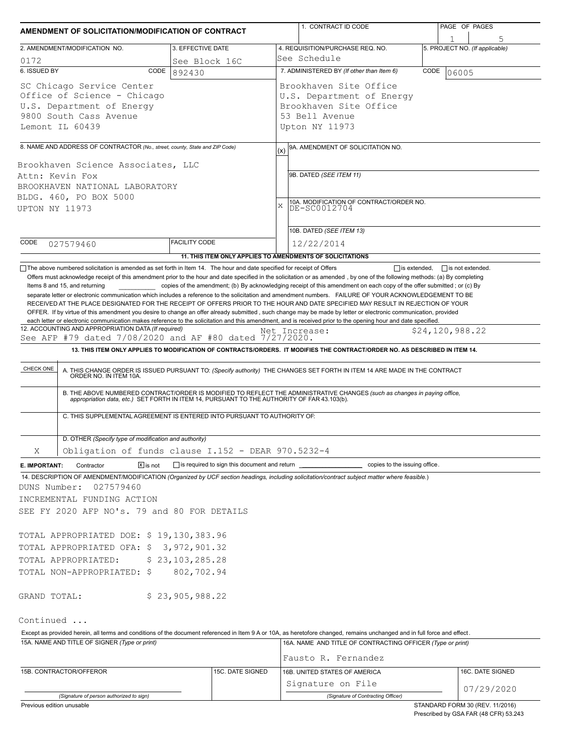# AMENDMENT OF SOLICITATION/MODIFICATION OF CONTRACT

| | |
|---|---|
| 1. CONTRACT ID CODE | |
| PAGE OF PAGES | 1 5 |
| 2. AMENDMENT/MODIFICATION NO. | 0172 |
| 3. EFFECTIVE DATE | See Block 16C |
| 4. REQUISITION/PURCHASE REQ. NO. | See Schedule |
| 5. PROJECT NO. (If applicable) | |
| 6. ISSUED BY CODE | 892430 |
| 7. ADMINISTERED BY (If other than Item 6) CODE | 06005 |

**6. ISSUED BY**

SC Chicago Service Center
Office of Science - Chicago
U.S. Department of Energy
9800 South Cass Avenue
Lemont IL 60439

**7. ADMINISTERED BY**

Brookhaven Site Office
U.S. Department of Energy
Brookhaven Site Office
53 Bell Avenue
Upton NY 11973

**8. NAME AND ADDRESS OF CONTRACTOR** (No., street, county, State and ZIP Code)

Brookhaven Science Associates, LLC
Attn: Kevin Fox
BROOKHAVEN NATIONAL LABORATORY
BLDG. 460, PO BOX 5000
UPTON NY 11973

CODE 027579460 FACILITY CODE

(x) 9A. AMENDMENT OF SOLICITATION NO.

9B. DATED (SEE ITEM 11)

X 10A. MODIFICATION OF CONTRACT/ORDER NO.
DE-SC0012704

10B. DATED (SEE ITEM 13)
12/22/2014

**11. THIS ITEM ONLY APPLIES TO AMENDMENTS OF SOLICITATIONS**

☐ The above numbered solicitation is amended as set forth in Item 14. The hour and date specified for receipt of Offers ☐ is extended, ☐ is not extended.

Offers must acknowledge receipt of this amendment prior to the hour and date specified in the solicitation or as amended, by one of the following methods: (a) By completing Items 8 and 15, and returning __________ copies of the amendment; (b) By acknowledging receipt of this amendment on each copy of the offer submitted ; or (c) By separate letter or electronic communication which includes a reference to the solicitation and amendment numbers. FAILURE OF YOUR ACKNOWLEDGEMENT TO BE RECEIVED AT THE PLACE DESIGNATED FOR THE RECEIPT OF OFFERS PRIOR TO THE HOUR AND DATE SPECIFIED MAY RESULT IN REJECTION OF YOUR OFFER. If by virtue of this amendment you desire to change an offer already submitted , such change may be made by letter or electronic communication, provided each letter or electronic communication makes reference to the solicitation and this amendment, and is received prior to the opening hour and date specified.

**12. ACCOUNTING AND APPROPRIATION DATA** (If required)
See AFP #79 dated 7/08/2020 and AF #80 dated 7/27/2020. Net Increase: $24,120,988.22

**13. THIS ITEM ONLY APPLIES TO MODIFICATION OF CONTRACTS/ORDERS. IT MODIFIES THE CONTRACT/ORDER NO. AS DESCRIBED IN ITEM 14.**

| CHECK ONE | |
|---|---|
| | A. THIS CHANGE ORDER IS ISSUED PURSUANT TO: (Specify authority) THE CHANGES SET FORTH IN ITEM 14 ARE MADE IN THE CONTRACT ORDER NO. IN ITEM 10A. |
| | B. THE ABOVE NUMBERED CONTRACT/ORDER IS MODIFIED TO REFLECT THE ADMINISTRATIVE CHANGES (such as changes in paying office, appropriation data, etc.) SET FORTH IN ITEM 14, PURSUANT TO THE AUTHORITY OF FAR 43.103(b). |
| | C. THIS SUPPLEMENTAL AGREEMENT IS ENTERED INTO PURSUANT TO AUTHORITY OF: |
| X | D. OTHER (Specify type of modification and authority) Obligation of funds clause I.152 - DEAR 970.5232-4 |

**E. IMPORTANT:** Contractor ☒ is not ☐ is required to sign this document and return __________ copies to the issuing office.

**14. DESCRIPTION OF AMENDMENT/MODIFICATION** (Organized by UCF section headings, including solicitation/contract subject matter where feasible.)

DUNS Number: 027579460
INCREMENTAL FUNDING ACTION
SEE FY 2020 AFP NO's. 79 and 80 FOR DETAILS

TOTAL APPROPRIATED DOE: $ 19,130,383.96
TOTAL APPROPRIATED OFA: $ 3,972,901.32
TOTAL APPROPRIATED: $ 23,103,285.28
TOTAL NON-APPROPRIATED: $ 802,702.94

GRAND TOTAL: $ 23,905,988.22

Continued ...

Except as provided herein, all terms and conditions of the document referenced in Item 9 A or 10A, as heretofore changed, remains unchanged and in full force and effect.

| | |
|---|---|
| 15A. NAME AND TITLE OF SIGNER (Type or print) | 16A. NAME AND TITLE OF CONTRACTING OFFICER (Type or print) Fausto R. Fernandez |
| 15B. CONTRACTOR/OFFEROR (Signature of person authorized to sign) | 16B. UNITED STATES OF AMERICA Signature on File (Signature of Contracting Officer) |
| 15C. DATE SIGNED | 16C. DATE SIGNED 07/29/2020 |

Previous edition unusable

STANDARD FORM 30 (REV. 11/2016)
Prescribed by GSA FAR (48 CFR) 53.243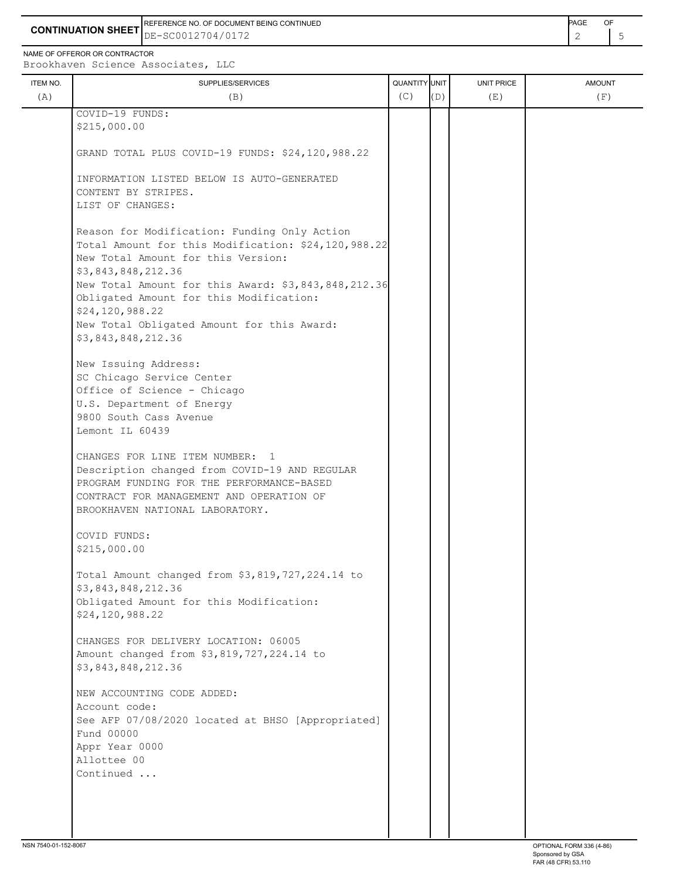**CONTINUATION SHEET**

REFERENCE NO. OF DOCUMENT BEING CONTINUED: DE-SC0012704/0172

NAME OF OFFEROR OR CONTRACTOR: Brookhaven Science Associates, LLC

| ITEM NO. (A) | SUPPLIES/SERVICES (B) | QUANTITY (C) | UNIT (D) | UNIT PRICE (E) | AMOUNT (F) |
|---|---|---|---|---|---|
| | COVID-19 FUNDS:<br>$215,000.00<br><br>GRAND TOTAL PLUS COVID-19 FUNDS: $24,120,988.22<br><br>INFORMATION LISTED BELOW IS AUTO-GENERATED CONTENT BY STRIPES.<br>LIST OF CHANGES:<br><br>Reason for Modification: Funding Only Action<br>Total Amount for this Modification: $24,120,988.22<br>New Total Amount for this Version: $3,843,848,212.36<br>New Total Amount for this Award: $3,843,848,212.36<br>Obligated Amount for this Modification: $24,120,988.22<br>New Total Obligated Amount for this Award: $3,843,848,212.36<br><br>New Issuing Address:<br>SC Chicago Service Center<br>Office of Science - Chicago<br>U.S. Department of Energy<br>9800 South Cass Avenue<br>Lemont IL 60439<br><br>CHANGES FOR LINE ITEM NUMBER: 1<br>Description changed from COVID-19 AND REGULAR PROGRAM FUNDING FOR THE PERFORMANCE-BASED CONTRACT FOR MANAGEMENT AND OPERATION OF BROOKHAVEN NATIONAL LABORATORY.<br><br>COVID FUNDS:<br>$215,000.00<br><br>Total Amount changed from $3,819,727,224.14 to $3,843,848,212.36<br>Obligated Amount for this Modification: $24,120,988.22<br><br>CHANGES FOR DELIVERY LOCATION: 06005<br>Amount changed from $3,819,727,224.14 to $3,843,848,212.36<br><br>NEW ACCOUNTING CODE ADDED:<br>Account code:<br>See AFP 07/08/2020 located at BHSO [Appropriated]<br>Fund 00000<br>Appr Year 0000<br>Allottee 00<br>Continued ... | | | | |

NSN 7540-01-152-8067

OPTIONAL FORM 336 (4-86)
Sponsored by GSA
FAR (48 CFR) 53.110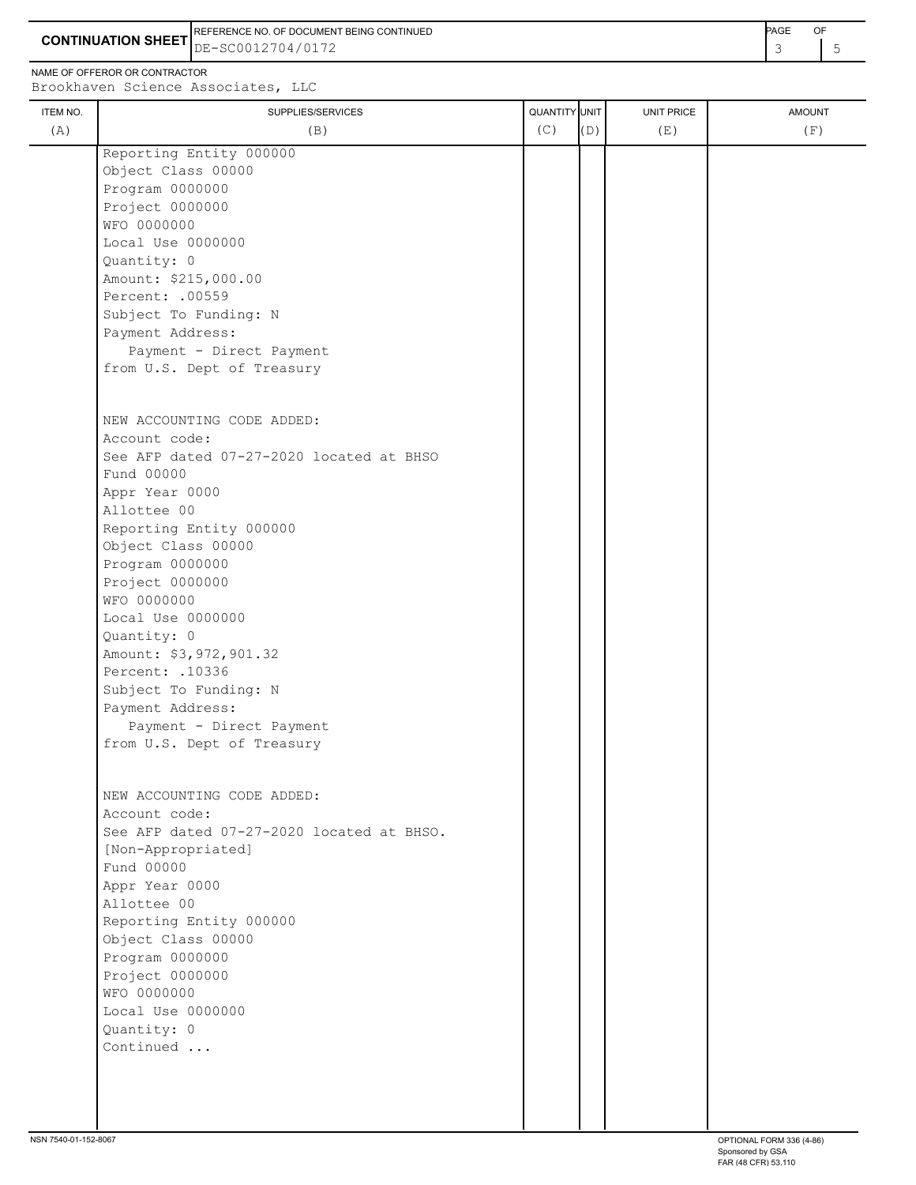**CONTINUATION SHEET**

REFERENCE NO. OF DOCUMENT BEING CONTINUED: DE-SC0012704/0172

NAME OF OFFEROR OR CONTRACTOR: Brookhaven Science Associates, LLC

| ITEM NO. (A) | SUPPLIES/SERVICES (B) | QUANTITY (C) | UNIT (D) | UNIT PRICE (E) | AMOUNT (F) |
|---|---|---|---|---|---|
| | Reporting Entity 000000<br>Object Class 00000<br>Program 0000000<br>Project 0000000<br>WFO 0000000<br>Local Use 0000000<br>Quantity: 0<br>Amount: $215,000.00<br>Percent: .00559<br>Subject To Funding: N<br>Payment Address:<br>Payment - Direct Payment<br>from U.S. Dept of Treasury<br><br>NEW ACCOUNTING CODE ADDED:<br>Account code:<br>See AFP dated 07-27-2020 located at BHSO<br>Fund 00000<br>Appr Year 0000<br>Allottee 00<br>Reporting Entity 000000<br>Object Class 00000<br>Program 0000000<br>Project 0000000<br>WFO 0000000<br>Local Use 0000000<br>Quantity: 0<br>Amount: $3,972,901.32<br>Percent: .10336<br>Subject To Funding: N<br>Payment Address:<br>Payment - Direct Payment<br>from U.S. Dept of Treasury<br><br>NEW ACCOUNTING CODE ADDED:<br>Account code:<br>See AFP dated 07-27-2020 located at BHSO.<br>[Non-Appropriated]<br>Fund 00000<br>Appr Year 0000<br>Allottee 00<br>Reporting Entity 000000<br>Object Class 00000<br>Program 0000000<br>Project 0000000<br>WFO 0000000<br>Local Use 0000000<br>Quantity: 0<br>Continued ... | | | | |

NSN 7540-01-152-8067

OPTIONAL FORM 336 (4-86)
Sponsored by GSA
FAR (48 CFR) 53.110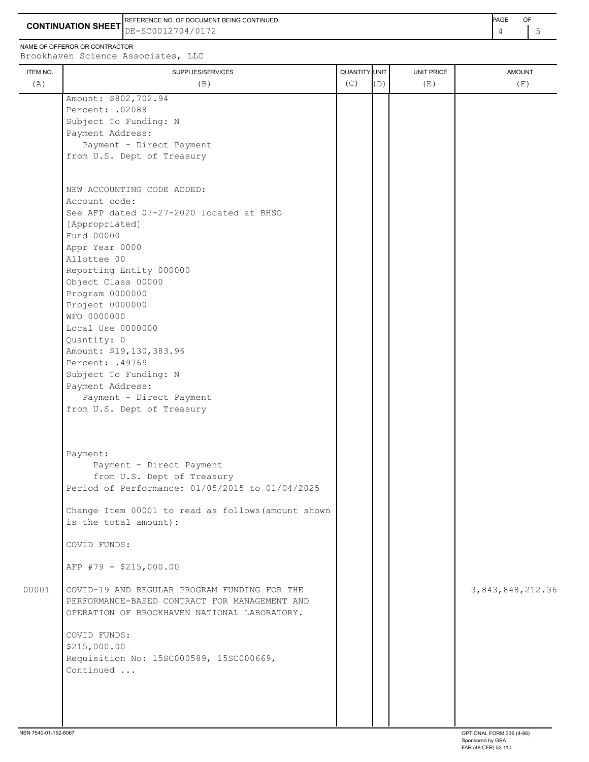**CONTINUATION SHEET**

REFERENCE NO. OF DOCUMENT BEING CONTINUED
DE-SC0012704/0172

NAME OF OFFEROR OR CONTRACTOR
Brookhaven Science Associates, LLC

| ITEM NO. (A) | SUPPLIES/SERVICES (B) | QUANTITY (C) | UNIT (D) | UNIT PRICE (E) | AMOUNT (F) |
|---|---|---|---|---|---|
| | Amount: $802,702.94<br>Percent: .02088<br>Subject To Funding: N<br>Payment Address:<br>Payment - Direct Payment<br>from U.S. Dept of Treasury<br><br>NEW ACCOUNTING CODE ADDED:<br>Account code:<br>See AFP dated 07-27-2020 located at BHSO<br>[Appropriated]<br>Fund 00000<br>Appr Year 0000<br>Allottee 00<br>Reporting Entity 000000<br>Object Class 00000<br>Program 0000000<br>Project 0000000<br>WFO 0000000<br>Local Use 0000000<br>Quantity: 0<br>Amount: $19,130,383.96<br>Percent: .49769<br>Subject To Funding: N<br>Payment Address:<br>Payment - Direct Payment<br>from U.S. Dept of Treasury<br><br>Payment:<br>Payment - Direct Payment<br>from U.S. Dept of Treasury<br>Period of Performance: 01/05/2015 to 01/04/2025<br><br>Change Item 00001 to read as follows(amount shown is the total amount):<br><br>COVID FUNDS:<br><br>AFP #79 - $215,000.00 | | | | |
| 00001 | COVID-19 AND REGULAR PROGRAM FUNDING FOR THE PERFORMANCE-BASED CONTRACT FOR MANAGEMENT AND OPERATION OF BROOKHAVEN NATIONAL LABORATORY.<br><br>COVID FUNDS:<br>$215,000.00<br>Requisition No: 15SC000589, 15SC000669,<br>Continued ... | | | | 3,843,848,212.36 |

NSN 7540-01-152-8067

OPTIONAL FORM 336 (4-86)
Sponsored by GSA
FAR (48 CFR) 53.110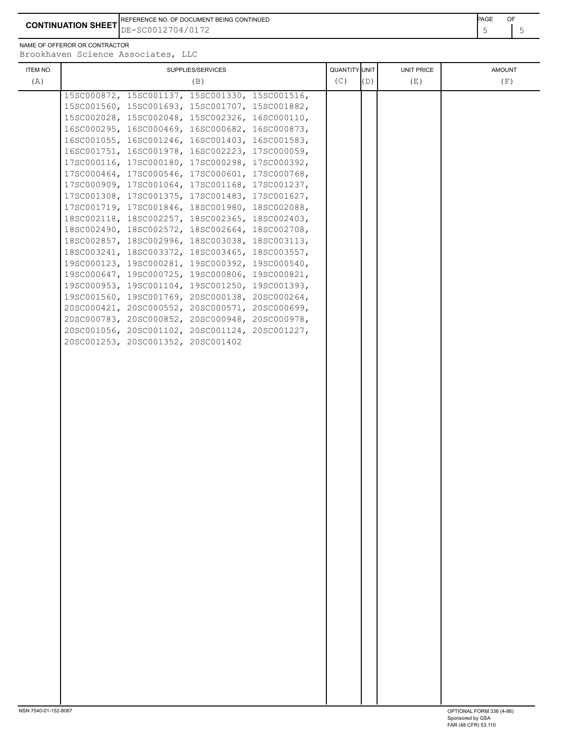**CONTINUATION SHEET**

REFERENCE NO. OF DOCUMENT BEING CONTINUED: DE-SC0012704/0172

NAME OF OFFEROR OR CONTRACTOR: Brookhaven Science Associates, LLC

| ITEM NO. (A) | SUPPLIES/SERVICES (B) | QUANTITY (C) | UNIT (D) | UNIT PRICE (E) | AMOUNT (F) |
|---|---|---|---|---|---|
| | 15SC000872, 15SC001137, 15SC001330, 15SC001516, 15SC001560, 15SC001693, 15SC001707, 15SC001882, 15SC002028, 15SC002048, 15SC002326, 16SC000110, 16SC000295, 16SC000469, 16SC000682, 16SC000873, 16SC001055, 16SC001246, 16SC001403, 16SC001583, 16SC001751, 16SC001978, 16SC002223, 17SC000059, 17SC000116, 17SC000180, 17SC000298, 17SC000392, 17SC000464, 17SC000546, 17SC000601, 17SC000768, 17SC000909, 17SC001064, 17SC001168, 17SC001237, 17SC001308, 17SC001375, 17SC001483, 17SC001627, 17SC001719, 17SC001846, 18SC001980, 18SC002088, 18SC002118, 18SC002257, 18SC002365, 18SC002403, 18SC002490, 18SC002572, 18SC002664, 18SC002708, 18SC002857, 18SC002996, 18SC003038, 18SC003113, 18SC003241, 18SC003372, 18SC003465, 18SC003557, 19SC000123, 19SC000281, 19SC000392, 19SC000540, 19SC000647, 19SC000725, 19SC000806, 19SC000821, 19SC000953, 19SC001104, 19SC001250, 19SC001393, 19SC001560, 19SC001769, 20SC000138, 20SC000264, 20SC000421, 20SC000552, 20SC000571, 20SC000699, 20SC000783, 20SC000852, 20SC000948, 20SC000978, 20SC001056, 20SC001102, 20SC001124, 20SC001227, 20SC001253, 20SC001352, 20SC001402 | | | | |

NSN 7540-01-152-8067

OPTIONAL FORM 336 (4-86)
Sponsored by GSA
FAR (48 CFR) 53.110